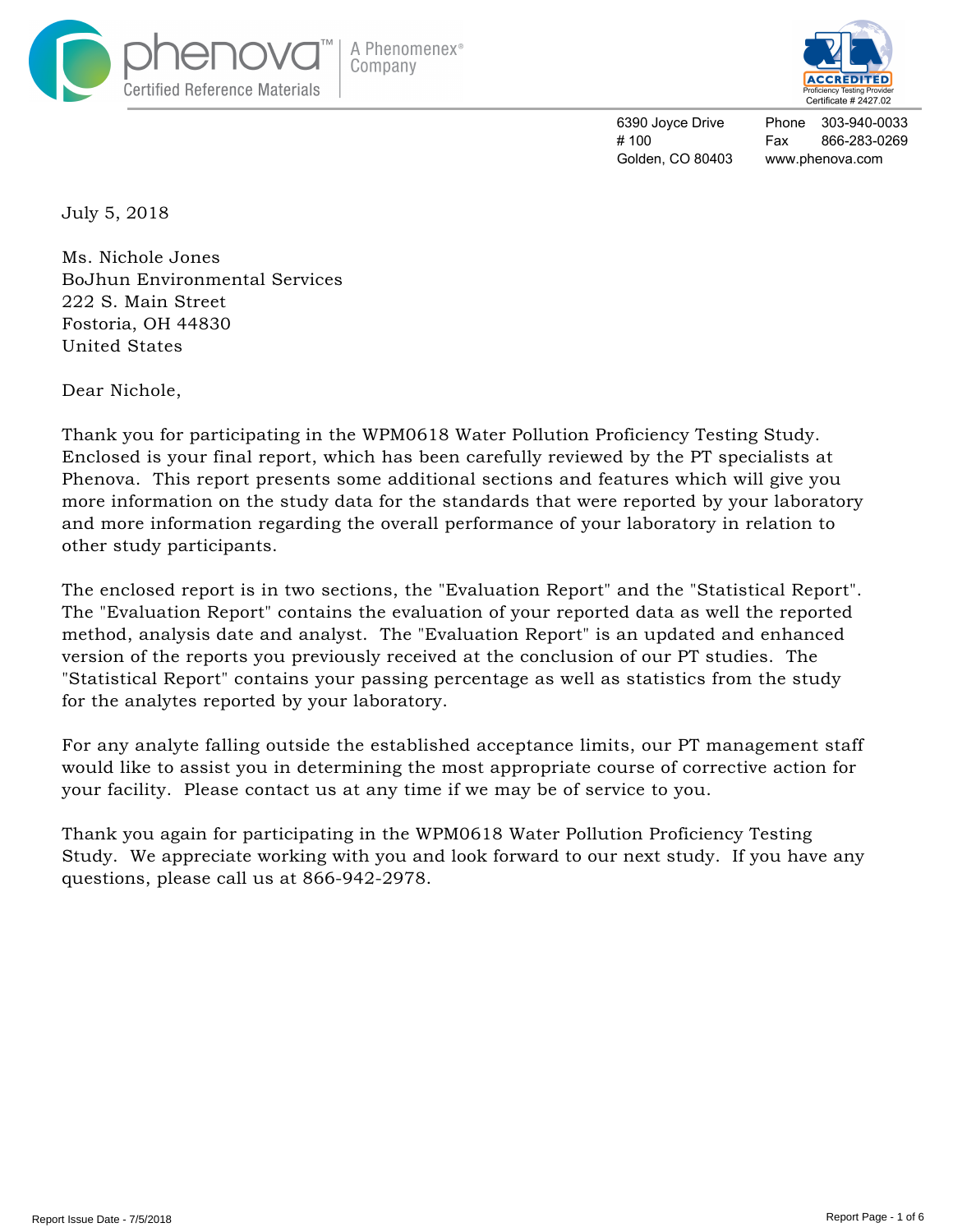phenova™ | A Phenomenex® Company
Certified Reference Materials

ACCREDITED
Proficiency Testing Provider
Certificate # 2427.02

6390 Joyce Drive
# 100
Golden, CO 80403

Phone 303-940-0033
Fax 866-283-0269
www.phenova.com

July 5, 2018

Ms. Nichole Jones
BoJhun Environmental Services
222 S. Main Street
Fostoria, OH 44830
United States

Dear Nichole,

Thank you for participating in the WPM0618 Water Pollution Proficiency Testing Study. Enclosed is your final report, which has been carefully reviewed by the PT specialists at Phenova. This report presents some additional sections and features which will give you more information on the study data for the standards that were reported by your laboratory and more information regarding the overall performance of your laboratory in relation to other study participants.

The enclosed report is in two sections, the "Evaluation Report" and the "Statistical Report". The "Evaluation Report" contains the evaluation of your reported data as well the reported method, analysis date and analyst. The "Evaluation Report" is an updated and enhanced version of the reports you previously received at the conclusion of our PT studies. The "Statistical Report" contains your passing percentage as well as statistics from the study for the analytes reported by your laboratory.

For any analyte falling outside the established acceptance limits, our PT management staff would like to assist you in determining the most appropriate course of corrective action for your facility. Please contact us at any time if we may be of service to you.

Thank you again for participating in the WPM0618 Water Pollution Proficiency Testing Study. We appreciate working with you and look forward to our next study. If you have any questions, please call us at 866-942-2978.

Report Issue Date - 7/5/2018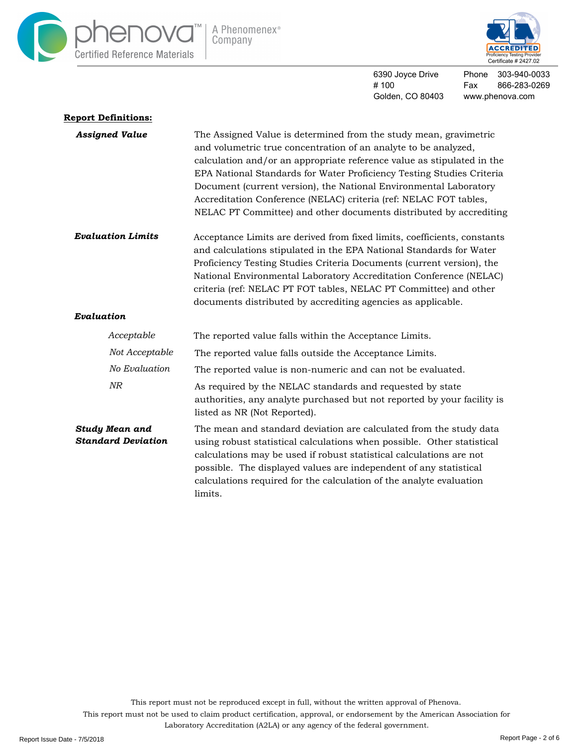6390 Joyce Drive
# 100
Golden, CO 80403

Phone 303-940-0033
Fax 866-283-0269
www.phenova.com

## Report Definitions:

***Assigned Value***

The Assigned Value is determined from the study mean, gravimetric and volumetric true concentration of an analyte to be analyzed, calculation and/or an appropriate reference value as stipulated in the EPA National Standards for Water Proficiency Testing Studies Criteria Document (current version), the National Environmental Laboratory Accreditation Conference (NELAC) criteria (ref: NELAC FOT tables, NELAC PT Committee) and other documents distributed by accrediting

***Evaluation Limits***

Acceptance Limits are derived from fixed limits, coefficients, constants and calculations stipulated in the EPA National Standards for Water Proficiency Testing Studies Criteria Documents (current version), the National Environmental Laboratory Accreditation Conference (NELAC) criteria (ref: NELAC PT FOT tables, NELAC PT Committee) and other documents distributed by accrediting agencies as applicable.

***Evaluation***

*Acceptable* — The reported value falls within the Acceptance Limits.

*Not Acceptable* — The reported value falls outside the Acceptance Limits.

*No Evaluation* — The reported value is non-numeric and can not be evaluated.

*NR* — As required by the NELAC standards and requested by state authorities, any analyte purchased but not reported by your facility is listed as NR (Not Reported).

***Study Mean and Standard Deviation***

The mean and standard deviation are calculated from the study data using robust statistical calculations when possible. Other statistical calculations may be used if robust statistical calculations are not possible. The displayed values are independent of any statistical calculations required for the calculation of the analyte evaluation limits.

This report must not be reproduced except in full, without the written approval of Phenova.
This report must not be used to claim product certification, approval, or endorsement by the American Association for Laboratory Accreditation (A2LA) or any agency of the federal government.

Report Issue Date - 7/5/2018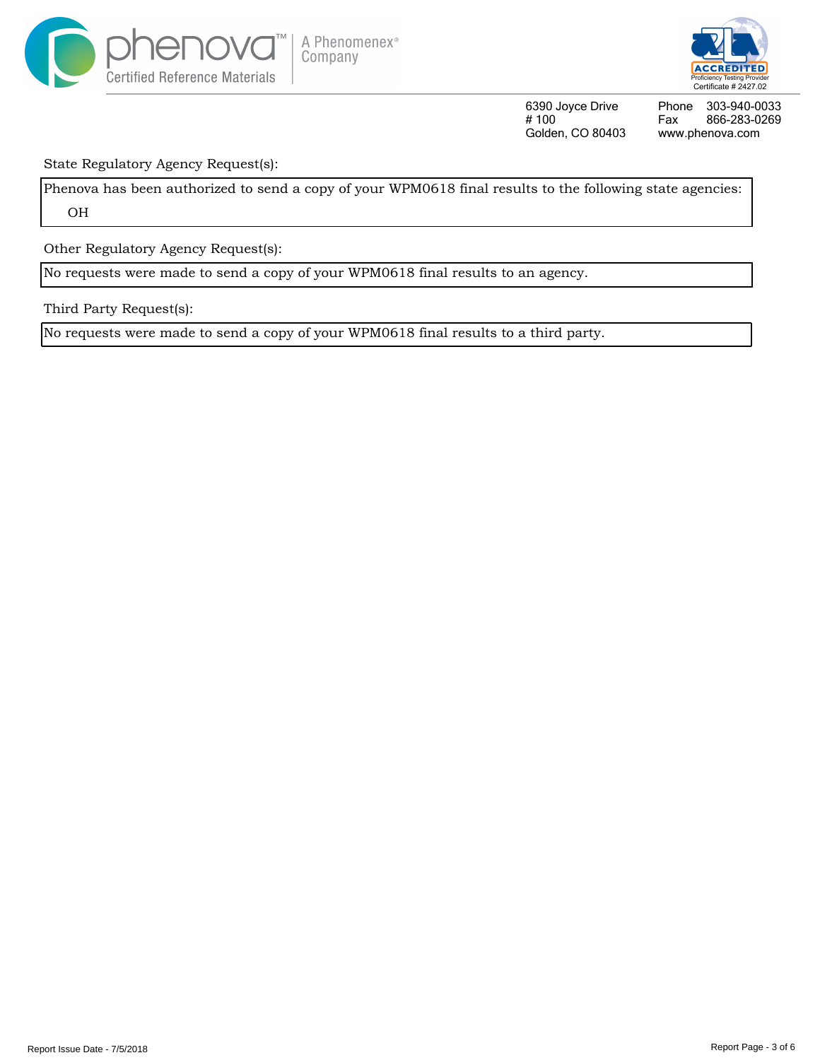6390 Joyce Drive
# 100
Golden, CO 80403

Phone 303-940-0033
Fax 866-283-0269
www.phenova.com

State Regulatory Agency Request(s):

Phenova has been authorized to send a copy of your WPM0618 final results to the following state agencies:

OH

Other Regulatory Agency Request(s):

No requests were made to send a copy of your WPM0618 final results to an agency.

Third Party Request(s):

No requests were made to send a copy of your WPM0618 final results to a third party.

Report Issue Date - 7/5/2018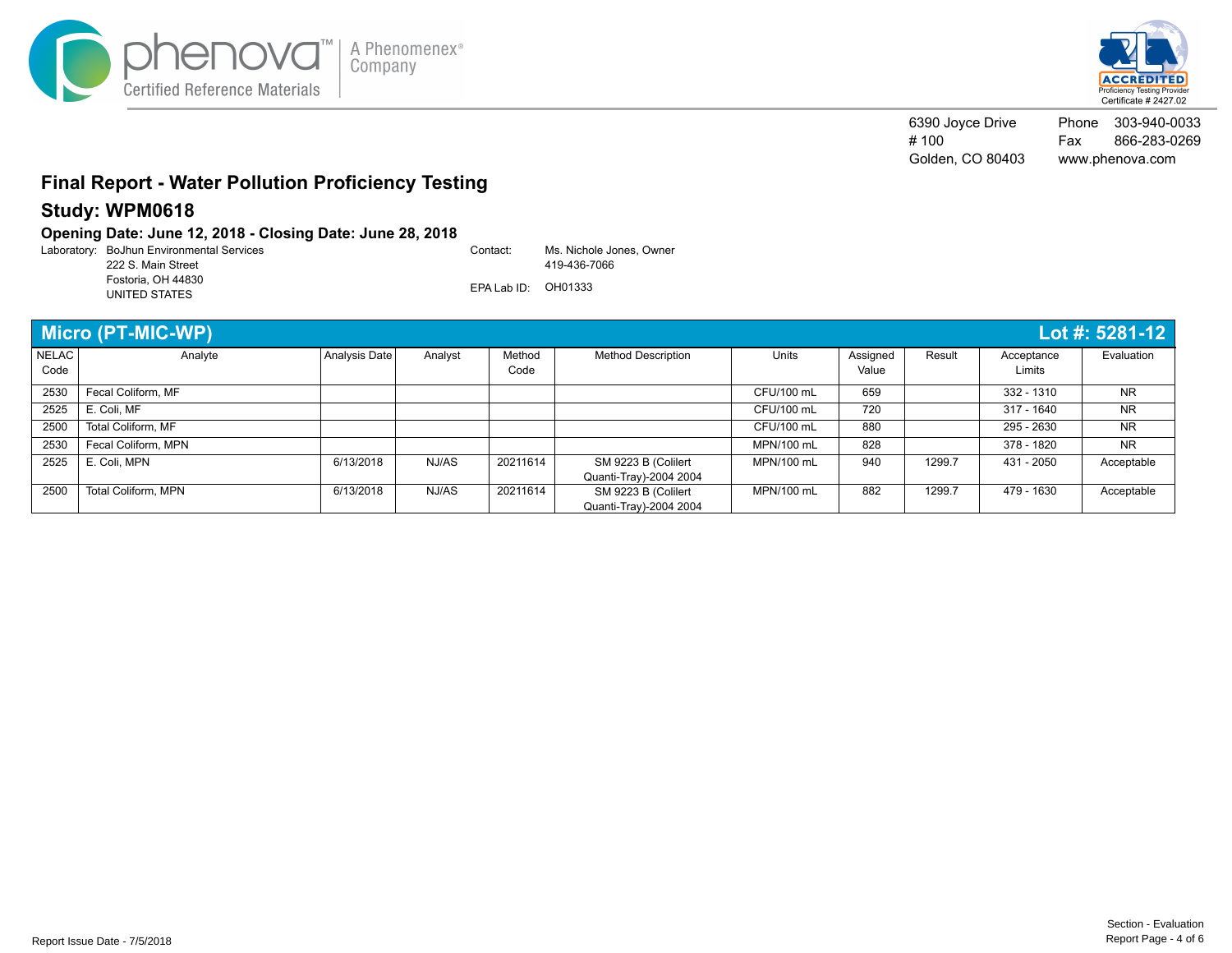phenova™ | A Phenomenex® Company
Certified Reference Materials

ACCREDITED Proficiency Testing Provider Certificate # 2427.02

6390 Joyce Drive
# 100
Golden, CO 80403

Phone 303-940-0033
Fax 866-283-0269
www.phenova.com

# Final Report - Water Pollution Proficiency Testing

## Study: WPM0618

### Opening Date: June 12, 2018 - Closing Date: June 28, 2018

Laboratory: BoJhun Environmental Services
222 S. Main Street
Fostoria, OH 44830
UNITED STATES

Contact: Ms. Nichole Jones, Owner
419-436-7066

EPA Lab ID: OH01333

## Micro (PT-MIC-WP) — Lot #: 5281-12

| NELAC Code | Analyte | Analysis Date | Analyst | Method Code | Method Description | Units | Assigned Value | Result | Acceptance Limits | Evaluation |
|---|---|---|---|---|---|---|---|---|---|---|
| 2530 | Fecal Coliform, MF | | | | | CFU/100 mL | 659 | | 332 - 1310 | NR |
| 2525 | E. Coli, MF | | | | | CFU/100 mL | 720 | | 317 - 1640 | NR |
| 2500 | Total Coliform, MF | | | | | CFU/100 mL | 880 | | 295 - 2630 | NR |
| 2530 | Fecal Coliform, MPN | | | | | MPN/100 mL | 828 | | 378 - 1820 | NR |
| 2525 | E. Coli, MPN | 6/13/2018 | NJ/AS | 20211614 | SM 9223 B (Colilert Quanti-Tray)-2004 2004 | MPN/100 mL | 940 | 1299.7 | 431 - 2050 | Acceptable |
| 2500 | Total Coliform, MPN | 6/13/2018 | NJ/AS | 20211614 | SM 9223 B (Colilert Quanti-Tray)-2004 2004 | MPN/100 mL | 882 | 1299.7 | 479 - 1630 | Acceptable |

Report Issue Date - 7/5/2018

Section - Evaluation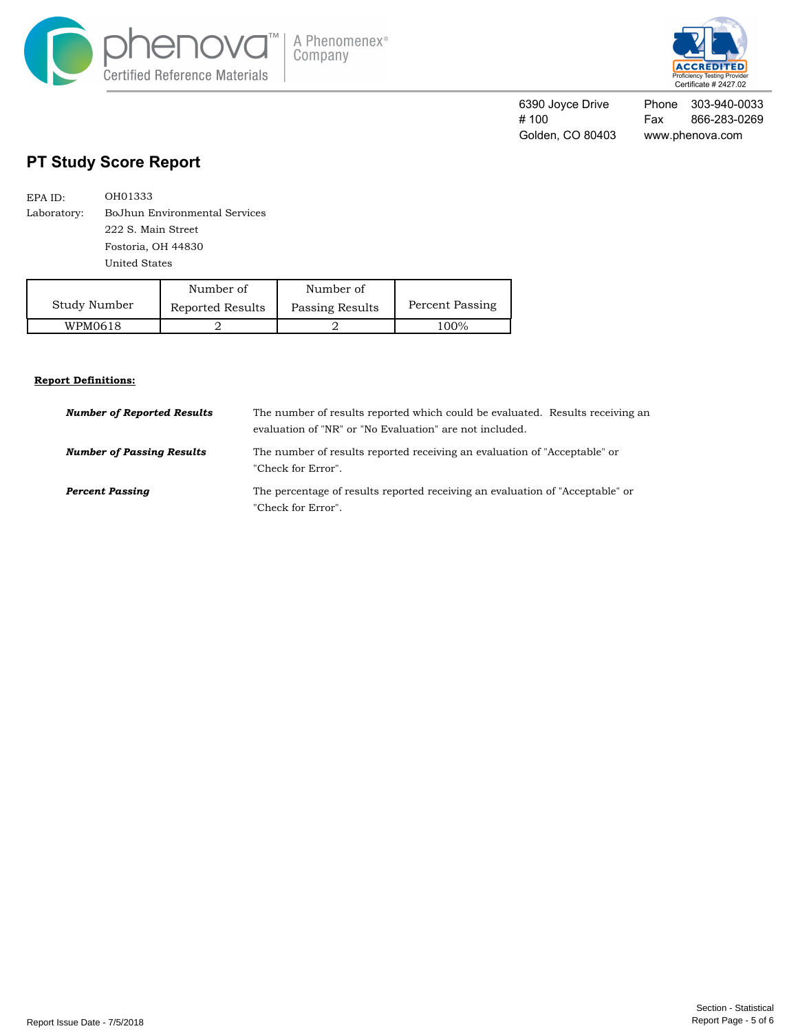phenova™ Certified Reference Materials | A Phenomenex® Company

ACCREDITED Proficiency Testing Provider Certificate # 2427.02

6390 Joyce Drive
# 100
Golden, CO 80403

Phone 303-940-0033
Fax 866-283-0269
www.phenova.com

## PT Study Score Report

EPA ID: OH01333
Laboratory: BoJhun Environmental Services
222 S. Main Street
Fostoria, OH 44830
United States

| Study Number | Number of Reported Results | Number of Passing Results | Percent Passing |
|---|---|---|---|
| WPM0618 | 2 | 2 | 100% |

**Report Definitions:**

***Number of Reported Results*** The number of results reported which could be evaluated. Results receiving an evaluation of "NR" or "No Evaluation" are not included.

***Number of Passing Results*** The number of results reported receiving an evaluation of "Acceptable" or "Check for Error".

***Percent Passing*** The percentage of results reported receiving an evaluation of "Acceptable" or "Check for Error".

Report Issue Date - 7/5/2018

Section - Statistical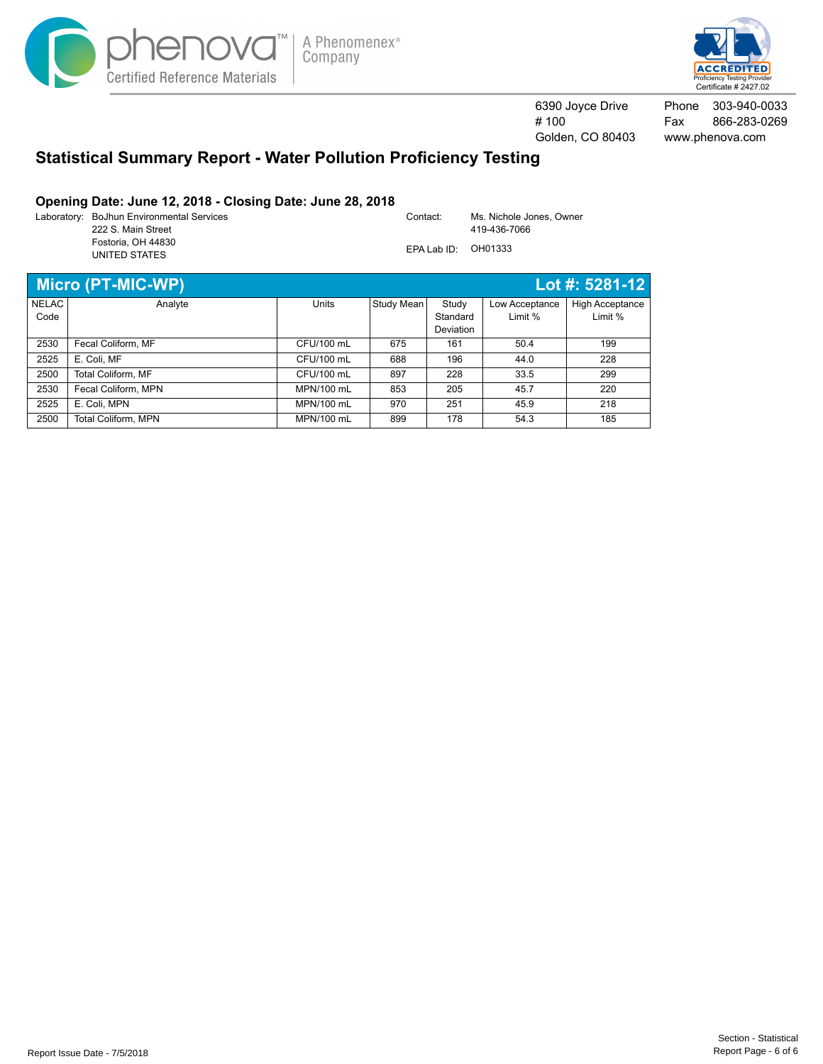phenova™ Certified Reference Materials | A Phenomenex® Company

ACCREDITED Proficiency Testing Provider Certificate # 2427.02

6390 Joyce Drive
# 100
Golden, CO 80403

Phone 303-940-0033
Fax 866-283-0269
www.phenova.com

# Statistical Summary Report - Water Pollution Proficiency Testing

### Opening Date: June 12, 2018 - Closing Date: June 28, 2018

Laboratory: BoJhun Environmental Services
222 S. Main Street
Fostoria, OH 44830
UNITED STATES

Contact: Ms. Nichole Jones, Owner
419-436-7066

EPA Lab ID: OH01333

## Micro (PT-MIC-WP) — Lot #: 5281-12

| NELAC Code | Analyte | Units | Study Mean | Study Standard Deviation | Low Acceptance Limit % | High Acceptance Limit % |
|---|---|---|---|---|---|---|
| 2530 | Fecal Coliform, MF | CFU/100 mL | 675 | 161 | 50.4 | 199 |
| 2525 | E. Coli, MF | CFU/100 mL | 688 | 196 | 44.0 | 228 |
| 2500 | Total Coliform, MF | CFU/100 mL | 897 | 228 | 33.5 | 299 |
| 2530 | Fecal Coliform, MPN | MPN/100 mL | 853 | 205 | 45.7 | 220 |
| 2525 | E. Coli, MPN | MPN/100 mL | 970 | 251 | 45.9 | 218 |
| 2500 | Total Coliform, MPN | MPN/100 mL | 899 | 178 | 54.3 | 185 |

Report Issue Date - 7/5/2018

Section - Statistical